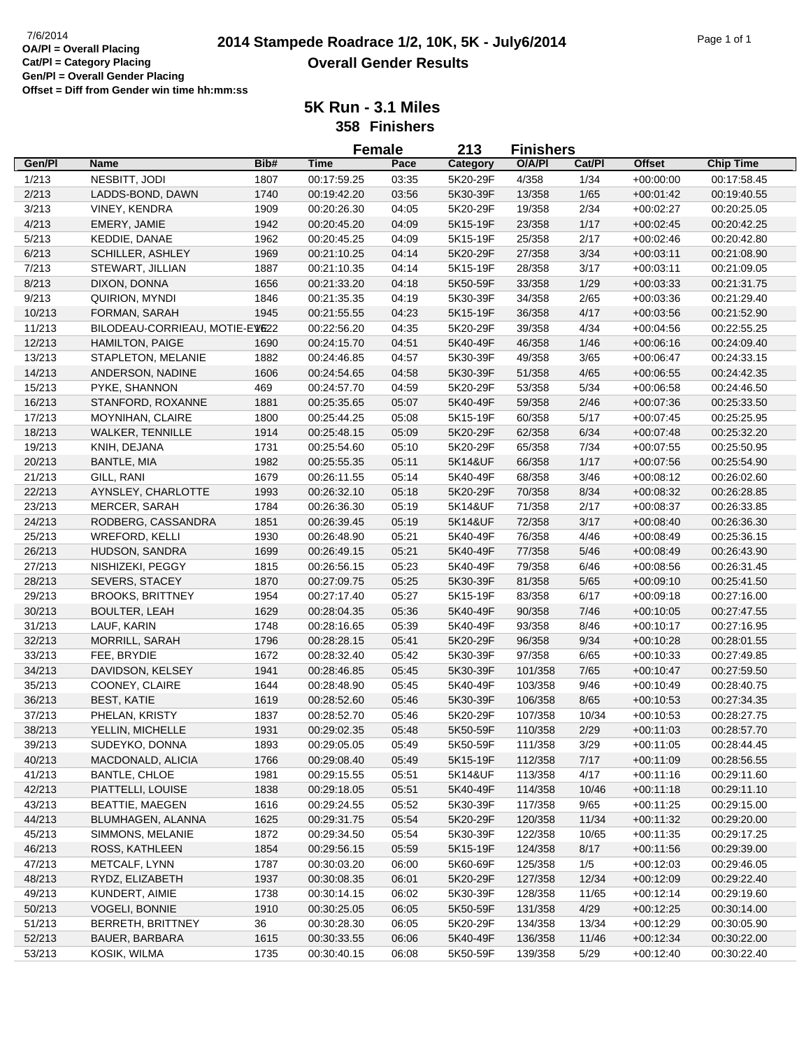7/6/2014

**OA/Pl = Overall Placing**
**Cat/Pl = Category Placing**
**Gen/Pl = Overall Gender Placing**
**Offset = Diff from Gender win time hh:mm:ss**

# 2014 Stampede Roadrace 1/2, 10K, 5K - July6/2014

## Overall Gender Results

### 5K Run - 3.1 Miles

### 358 Finishers

### Female 213 Finishers

| Gen/Pl | Name | Bib# | Time | Pace | Category | O/A/Pl | Cat/Pl | Offset | Chip Time |
|---|---|---|---|---|---|---|---|---|---|
| 1/213 | NESBITT, JODI | 1807 | 00:17:59.25 | 03:35 | 5K20-29F | 4/358 | 1/34 | +00:00:00 | 00:17:58.45 |
| 2/213 | LADDS-BOND, DAWN | 1740 | 00:19:42.20 | 03:56 | 5K30-39F | 13/358 | 1/65 | +00:01:42 | 00:19:40.55 |
| 3/213 | VINEY, KENDRA | 1909 | 00:20:26.30 | 04:05 | 5K20-29F | 19/358 | 2/34 | +00:02:27 | 00:20:25.05 |
| 4/213 | EMERY, JAMIE | 1942 | 00:20:45.20 | 04:09 | 5K15-19F | 23/358 | 1/17 | +00:02:45 | 00:20:42.25 |
| 5/213 | KEDDIE, DANAE | 1962 | 00:20:45.25 | 04:09 | 5K15-19F | 25/358 | 2/17 | +00:02:46 | 00:20:42.80 |
| 6/213 | SCHILLER, ASHLEY | 1969 | 00:21:10.25 | 04:14 | 5K20-29F | 27/358 | 3/34 | +00:03:11 | 00:21:08.90 |
| 7/213 | STEWART, JILLIAN | 1887 | 00:21:10.35 | 04:14 | 5K15-19F | 28/358 | 3/17 | +00:03:11 | 00:21:09.05 |
| 8/213 | DIXON, DONNA | 1656 | 00:21:33.20 | 04:18 | 5K50-59F | 33/358 | 1/29 | +00:03:33 | 00:21:31.75 |
| 9/213 | QUIRION, MYNDI | 1846 | 00:21:35.35 | 04:19 | 5K30-39F | 34/358 | 2/65 | +00:03:36 | 00:21:29.40 |
| 10/213 | FORMAN, SARAH | 1945 | 00:21:55.55 | 04:23 | 5K15-19F | 36/358 | 4/17 | +00:03:56 | 00:21:52.90 |
| 11/213 | BILODEAU-CORRIEAU, MOTIE-EVE | 1622 | 00:22:56.20 | 04:35 | 5K20-29F | 39/358 | 4/34 | +00:04:56 | 00:22:55.25 |
| 12/213 | HAMILTON, PAIGE | 1690 | 00:24:15.70 | 04:51 | 5K40-49F | 46/358 | 1/46 | +00:06:16 | 00:24:09.40 |
| 13/213 | STAPLETON, MELANIE | 1882 | 00:24:46.85 | 04:57 | 5K30-39F | 49/358 | 3/65 | +00:06:47 | 00:24:33.15 |
| 14/213 | ANDERSON, NADINE | 1606 | 00:24:54.65 | 04:58 | 5K30-39F | 51/358 | 4/65 | +00:06:55 | 00:24:42.35 |
| 15/213 | PYKE, SHANNON | 469 | 00:24:57.70 | 04:59 | 5K20-29F | 53/358 | 5/34 | +00:06:58 | 00:24:46.50 |
| 16/213 | STANFORD, ROXANNE | 1881 | 00:25:35.65 | 05:07 | 5K40-49F | 59/358 | 2/46 | +00:07:36 | 00:25:33.50 |
| 17/213 | MOYNIHAN, CLAIRE | 1800 | 00:25:44.25 | 05:08 | 5K15-19F | 60/358 | 5/17 | +00:07:45 | 00:25:25.95 |
| 18/213 | WALKER, TENNILLE | 1914 | 00:25:48.15 | 05:09 | 5K20-29F | 62/358 | 6/34 | +00:07:48 | 00:25:32.20 |
| 19/213 | KNIH, DEJANA | 1731 | 00:25:54.60 | 05:10 | 5K20-29F | 65/358 | 7/34 | +00:07:55 | 00:25:50.95 |
| 20/213 | BANTLE, MIA | 1982 | 00:25:55.35 | 05:11 | 5K14&UF | 66/358 | 1/17 | +00:07:56 | 00:25:54.90 |
| 21/213 | GILL, RANI | 1679 | 00:26:11.55 | 05:14 | 5K40-49F | 68/358 | 3/46 | +00:08:12 | 00:26:02.60 |
| 22/213 | AYNSLEY, CHARLOTTE | 1993 | 00:26:32.10 | 05:18 | 5K20-29F | 70/358 | 8/34 | +00:08:32 | 00:26:28.85 |
| 23/213 | MERCER, SARAH | 1784 | 00:26:36.30 | 05:19 | 5K14&UF | 71/358 | 2/17 | +00:08:37 | 00:26:33.85 |
| 24/213 | RODBERG, CASSANDRA | 1851 | 00:26:39.45 | 05:19 | 5K14&UF | 72/358 | 3/17 | +00:08:40 | 00:26:36.30 |
| 25/213 | WREFORD, KELLI | 1930 | 00:26:48.90 | 05:21 | 5K40-49F | 76/358 | 4/46 | +00:08:49 | 00:25:36.15 |
| 26/213 | HUDSON, SANDRA | 1699 | 00:26:49.15 | 05:21 | 5K40-49F | 77/358 | 5/46 | +00:08:49 | 00:26:43.90 |
| 27/213 | NISHIZEKI, PEGGY | 1815 | 00:26:56.15 | 05:23 | 5K40-49F | 79/358 | 6/46 | +00:08:56 | 00:26:31.45 |
| 28/213 | SEVERS, STACEY | 1870 | 00:27:09.75 | 05:25 | 5K30-39F | 81/358 | 5/65 | +00:09:10 | 00:25:41.50 |
| 29/213 | BROOKS, BRITTNEY | 1954 | 00:27:17.40 | 05:27 | 5K15-19F | 83/358 | 6/17 | +00:09:18 | 00:27:16.00 |
| 30/213 | BOULTER, LEAH | 1629 | 00:28:04.35 | 05:36 | 5K40-49F | 90/358 | 7/46 | +00:10:05 | 00:27:47.55 |
| 31/213 | LAUF, KARIN | 1748 | 00:28:16.65 | 05:39 | 5K40-49F | 93/358 | 8/46 | +00:10:17 | 00:27:16.95 |
| 32/213 | MORRILL, SARAH | 1796 | 00:28:28.15 | 05:41 | 5K20-29F | 96/358 | 9/34 | +00:10:28 | 00:28:01.55 |
| 33/213 | FEE, BRYDIE | 1672 | 00:28:32.40 | 05:42 | 5K30-39F | 97/358 | 6/65 | +00:10:33 | 00:27:49.85 |
| 34/213 | DAVIDSON, KELSEY | 1941 | 00:28:46.85 | 05:45 | 5K30-39F | 101/358 | 7/65 | +00:10:47 | 00:27:59.50 |
| 35/213 | COONEY, CLAIRE | 1644 | 00:28:48.90 | 05:45 | 5K40-49F | 103/358 | 9/46 | +00:10:49 | 00:28:40.75 |
| 36/213 | BEST, KATIE | 1619 | 00:28:52.60 | 05:46 | 5K30-39F | 106/358 | 8/65 | +00:10:53 | 00:27:34.35 |
| 37/213 | PHELAN, KRISTY | 1837 | 00:28:52.70 | 05:46 | 5K20-29F | 107/358 | 10/34 | +00:10:53 | 00:28:27.75 |
| 38/213 | YELLIN, MICHELLE | 1931 | 00:29:02.35 | 05:48 | 5K50-59F | 110/358 | 2/29 | +00:11:03 | 00:28:57.70 |
| 39/213 | SUDEYKO, DONNA | 1893 | 00:29:05.05 | 05:49 | 5K50-59F | 111/358 | 3/29 | +00:11:05 | 00:28:44.45 |
| 40/213 | MACDONALD, ALICIA | 1766 | 00:29:08.40 | 05:49 | 5K15-19F | 112/358 | 7/17 | +00:11:09 | 00:28:56.55 |
| 41/213 | BANTLE, CHLOE | 1981 | 00:29:15.55 | 05:51 | 5K14&UF | 113/358 | 4/17 | +00:11:16 | 00:29:11.60 |
| 42/213 | PIATTELLI, LOUISE | 1838 | 00:29:18.05 | 05:51 | 5K40-49F | 114/358 | 10/46 | +00:11:18 | 00:29:11.10 |
| 43/213 | BEATTIE, MAEGEN | 1616 | 00:29:24.55 | 05:52 | 5K30-39F | 117/358 | 9/65 | +00:11:25 | 00:29:15.00 |
| 44/213 | BLUMHAGEN, ALANNA | 1625 | 00:29:31.75 | 05:54 | 5K20-29F | 120/358 | 11/34 | +00:11:32 | 00:29:20.00 |
| 45/213 | SIMMONS, MELANIE | 1872 | 00:29:34.50 | 05:54 | 5K30-39F | 122/358 | 10/65 | +00:11:35 | 00:29:17.25 |
| 46/213 | ROSS, KATHLEEN | 1854 | 00:29:56.15 | 05:59 | 5K15-19F | 124/358 | 8/17 | +00:11:56 | 00:29:39.00 |
| 47/213 | METCALF, LYNN | 1787 | 00:30:03.20 | 06:00 | 5K60-69F | 125/358 | 1/5 | +00:12:03 | 00:29:46.05 |
| 48/213 | RYDZ, ELIZABETH | 1937 | 00:30:08.35 | 06:01 | 5K20-29F | 127/358 | 12/34 | +00:12:09 | 00:29:22.40 |
| 49/213 | KUNDERT, AIMIE | 1738 | 00:30:14.15 | 06:02 | 5K30-39F | 128/358 | 11/65 | +00:12:14 | 00:29:19.60 |
| 50/213 | VOGELI, BONNIE | 1910 | 00:30:25.05 | 06:05 | 5K50-59F | 131/358 | 4/29 | +00:12:25 | 00:30:14.00 |
| 51/213 | BERRETH, BRITTNEY | 36 | 00:30:28.30 | 06:05 | 5K20-29F | 134/358 | 13/34 | +00:12:29 | 00:30:05.90 |
| 52/213 | BAUER, BARBARA | 1615 | 00:30:33.55 | 06:06 | 5K40-49F | 136/358 | 11/46 | +00:12:34 | 00:30:22.00 |
| 53/213 | KOSIK, WILMA | 1735 | 00:30:40.15 | 06:08 | 5K50-59F | 139/358 | 5/29 | +00:12:40 | 00:30:22.40 |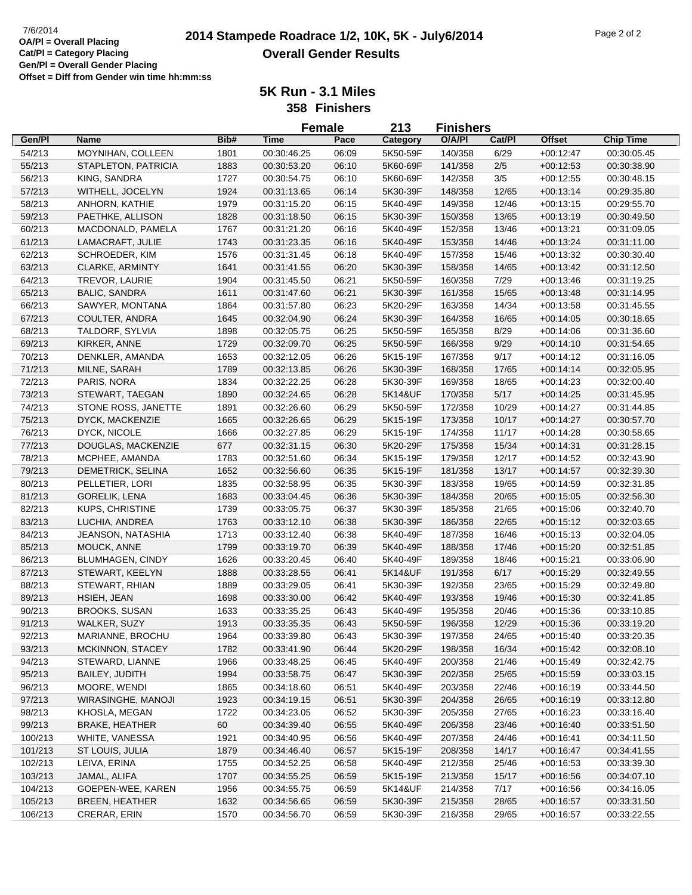7/6/2014

**OA/Pl = Overall Placing**
**Cat/Pl = Category Placing**
**Gen/Pl = Overall Gender Placing**
**Offset = Diff from Gender win time hh:mm:ss**

# 2014 Stampede Roadrace 1/2, 10K, 5K - July6/2014
## Overall Gender Results

### 5K Run - 3.1 Miles
### 358 Finishers

**Female 213 Finishers**

| Gen/Pl | Name | Bib# | Time | Pace | Category | O/A/Pl | Cat/Pl | Offset | Chip Time |
|---|---|---|---|---|---|---|---|---|---|
| 54/213 | MOYNIHAN, COLLEEN | 1801 | 00:30:46.25 | 06:09 | 5K50-59F | 140/358 | 6/29 | +00:12:47 | 00:30:05.45 |
| 55/213 | STAPLETON, PATRICIA | 1883 | 00:30:53.20 | 06:10 | 5K60-69F | 141/358 | 2/5 | +00:12:53 | 00:30:38.90 |
| 56/213 | KING, SANDRA | 1727 | 00:30:54.75 | 06:10 | 5K60-69F | 142/358 | 3/5 | +00:12:55 | 00:30:48.15 |
| 57/213 | WITHELL, JOCELYN | 1924 | 00:31:13.65 | 06:14 | 5K30-39F | 148/358 | 12/65 | +00:13:14 | 00:29:35.80 |
| 58/213 | ANHORN, KATHIE | 1979 | 00:31:15.20 | 06:15 | 5K40-49F | 149/358 | 12/46 | +00:13:15 | 00:29:55.70 |
| 59/213 | PAETHKE, ALLISON | 1828 | 00:31:18.50 | 06:15 | 5K30-39F | 150/358 | 13/65 | +00:13:19 | 00:30:49.50 |
| 60/213 | MACDONALD, PAMELA | 1767 | 00:31:21.20 | 06:16 | 5K40-49F | 152/358 | 13/46 | +00:13:21 | 00:31:09.05 |
| 61/213 | LAMACRAFT, JULIE | 1743 | 00:31:23.35 | 06:16 | 5K40-49F | 153/358 | 14/46 | +00:13:24 | 00:31:11.00 |
| 62/213 | SCHROEDER, KIM | 1576 | 00:31:31.45 | 06:18 | 5K40-49F | 157/358 | 15/46 | +00:13:32 | 00:30:30.40 |
| 63/213 | CLARKE, ARMINTY | 1641 | 00:31:41.55 | 06:20 | 5K30-39F | 158/358 | 14/65 | +00:13:42 | 00:31:12.50 |
| 64/213 | TREVOR, LAURIE | 1904 | 00:31:45.50 | 06:21 | 5K50-59F | 160/358 | 7/29 | +00:13:46 | 00:31:19.25 |
| 65/213 | BALIC, SANDRA | 1611 | 00:31:47.60 | 06:21 | 5K30-39F | 161/358 | 15/65 | +00:13:48 | 00:31:14.95 |
| 66/213 | SAWYER, MONTANA | 1864 | 00:31:57.80 | 06:23 | 5K20-29F | 163/358 | 14/34 | +00:13:58 | 00:31:45.55 |
| 67/213 | COULTER, ANDRA | 1645 | 00:32:04.90 | 06:24 | 5K30-39F | 164/358 | 16/65 | +00:14:05 | 00:30:18.65 |
| 68/213 | TALDORF, SYLVIA | 1898 | 00:32:05.75 | 06:25 | 5K50-59F | 165/358 | 8/29 | +00:14:06 | 00:31:36.60 |
| 69/213 | KIRKER, ANNE | 1729 | 00:32:09.70 | 06:25 | 5K50-59F | 166/358 | 9/29 | +00:14:10 | 00:31:54.65 |
| 70/213 | DENKLER, AMANDA | 1653 | 00:32:12.05 | 06:26 | 5K15-19F | 167/358 | 9/17 | +00:14:12 | 00:31:16.05 |
| 71/213 | MILNE, SARAH | 1789 | 00:32:13.85 | 06:26 | 5K30-39F | 168/358 | 17/65 | +00:14:14 | 00:32:05.95 |
| 72/213 | PARIS, NORA | 1834 | 00:32:22.25 | 06:28 | 5K30-39F | 169/358 | 18/65 | +00:14:23 | 00:32:00.40 |
| 73/213 | STEWART, TAEGAN | 1890 | 00:32:24.65 | 06:28 | 5K14&UF | 170/358 | 5/17 | +00:14:25 | 00:31:45.95 |
| 74/213 | STONE ROSS, JANETTE | 1891 | 00:32:26.60 | 06:29 | 5K50-59F | 172/358 | 10/29 | +00:14:27 | 00:31:44.85 |
| 75/213 | DYCK, MACKENZIE | 1665 | 00:32:26.65 | 06:29 | 5K15-19F | 173/358 | 10/17 | +00:14:27 | 00:30:57.70 |
| 76/213 | DYCK, NICOLE | 1666 | 00:32:27.85 | 06:29 | 5K15-19F | 174/358 | 11/17 | +00:14:28 | 00:30:58.65 |
| 77/213 | DOUGLAS, MACKENZIE | 677 | 00:32:31.15 | 06:30 | 5K20-29F | 175/358 | 15/34 | +00:14:31 | 00:31:28.15 |
| 78/213 | MCPHEE, AMANDA | 1783 | 00:32:51.60 | 06:34 | 5K15-19F | 179/358 | 12/17 | +00:14:52 | 00:32:43.90 |
| 79/213 | DEMETRICK, SELINA | 1652 | 00:32:56.60 | 06:35 | 5K15-19F | 181/358 | 13/17 | +00:14:57 | 00:32:39.30 |
| 80/213 | PELLETIER, LORI | 1835 | 00:32:58.95 | 06:35 | 5K30-39F | 183/358 | 19/65 | +00:14:59 | 00:32:31.85 |
| 81/213 | GORELIK, LENA | 1683 | 00:33:04.45 | 06:36 | 5K30-39F | 184/358 | 20/65 | +00:15:05 | 00:32:56.30 |
| 82/213 | KUPS, CHRISTINE | 1739 | 00:33:05.75 | 06:37 | 5K30-39F | 185/358 | 21/65 | +00:15:06 | 00:32:40.70 |
| 83/213 | LUCHIA, ANDREA | 1763 | 00:33:12.10 | 06:38 | 5K30-39F | 186/358 | 22/65 | +00:15:12 | 00:32:03.65 |
| 84/213 | JEANSON, NATASHIA | 1713 | 00:33:12.40 | 06:38 | 5K40-49F | 187/358 | 16/46 | +00:15:13 | 00:32:04.05 |
| 85/213 | MOUCK, ANNE | 1799 | 00:33:19.70 | 06:39 | 5K40-49F | 188/358 | 17/46 | +00:15:20 | 00:32:51.85 |
| 86/213 | BLUMHAGEN, CINDY | 1626 | 00:33:20.45 | 06:40 | 5K40-49F | 189/358 | 18/46 | +00:15:21 | 00:33:06.90 |
| 87/213 | STEWART, KEELYN | 1888 | 00:33:28.55 | 06:41 | 5K14&UF | 191/358 | 6/17 | +00:15:29 | 00:32:49.55 |
| 88/213 | STEWART, RHIAN | 1889 | 00:33:29.05 | 06:41 | 5K30-39F | 192/358 | 23/65 | +00:15:29 | 00:32:49.80 |
| 89/213 | HSIEH, JEAN | 1698 | 00:33:30.00 | 06:42 | 5K40-49F | 193/358 | 19/46 | +00:15:30 | 00:32:41.85 |
| 90/213 | BROOKS, SUSAN | 1633 | 00:33:35.25 | 06:43 | 5K40-49F | 195/358 | 20/46 | +00:15:36 | 00:33:10.85 |
| 91/213 | WALKER, SUZY | 1913 | 00:33:35.35 | 06:43 | 5K50-59F | 196/358 | 12/29 | +00:15:36 | 00:33:19.20 |
| 92/213 | MARIANNE, BROCHU | 1964 | 00:33:39.80 | 06:43 | 5K30-39F | 197/358 | 24/65 | +00:15:40 | 00:33:20.35 |
| 93/213 | MCKINNON, STACEY | 1782 | 00:33:41.90 | 06:44 | 5K20-29F | 198/358 | 16/34 | +00:15:42 | 00:32:08.10 |
| 94/213 | STEWARD, LIANNE | 1966 | 00:33:48.25 | 06:45 | 5K40-49F | 200/358 | 21/46 | +00:15:49 | 00:32:42.75 |
| 95/213 | BAILEY, JUDITH | 1994 | 00:33:58.75 | 06:47 | 5K30-39F | 202/358 | 25/65 | +00:15:59 | 00:33:03.15 |
| 96/213 | MOORE, WENDI | 1865 | 00:34:18.60 | 06:51 | 5K40-49F | 203/358 | 22/46 | +00:16:19 | 00:33:44.50 |
| 97/213 | WIRASINGHE, MANOJI | 1923 | 00:34:19.15 | 06:51 | 5K30-39F | 204/358 | 26/65 | +00:16:19 | 00:33:12.80 |
| 98/213 | KHOSLA, MEGAN | 1722 | 00:34:23.05 | 06:52 | 5K30-39F | 205/358 | 27/65 | +00:16:23 | 00:33:16.40 |
| 99/213 | BRAKE, HEATHER | 60 | 00:34:39.40 | 06:55 | 5K40-49F | 206/358 | 23/46 | +00:16:40 | 00:33:51.50 |
| 100/213 | WHITE, VANESSA | 1921 | 00:34:40.95 | 06:56 | 5K40-49F | 207/358 | 24/46 | +00:16:41 | 00:34:11.50 |
| 101/213 | ST LOUIS, JULIA | 1879 | 00:34:46.40 | 06:57 | 5K15-19F | 208/358 | 14/17 | +00:16:47 | 00:34:41.55 |
| 102/213 | LEIVA, ERINA | 1755 | 00:34:52.25 | 06:58 | 5K40-49F | 212/358 | 25/46 | +00:16:53 | 00:33:39.30 |
| 103/213 | JAMAL, ALIFA | 1707 | 00:34:55.25 | 06:59 | 5K15-19F | 213/358 | 15/17 | +00:16:56 | 00:34:07.10 |
| 104/213 | GOEPEN-WEE, KAREN | 1956 | 00:34:55.75 | 06:59 | 5K14&UF | 214/358 | 7/17 | +00:16:56 | 00:34:16.05 |
| 105/213 | BREEN, HEATHER | 1632 | 00:34:56.65 | 06:59 | 5K30-39F | 215/358 | 28/65 | +00:16:57 | 00:33:31.50 |
| 106/213 | CRERAR, ERIN | 1570 | 00:34:56.70 | 06:59 | 5K30-39F | 216/358 | 29/65 | +00:16:57 | 00:33:22.55 |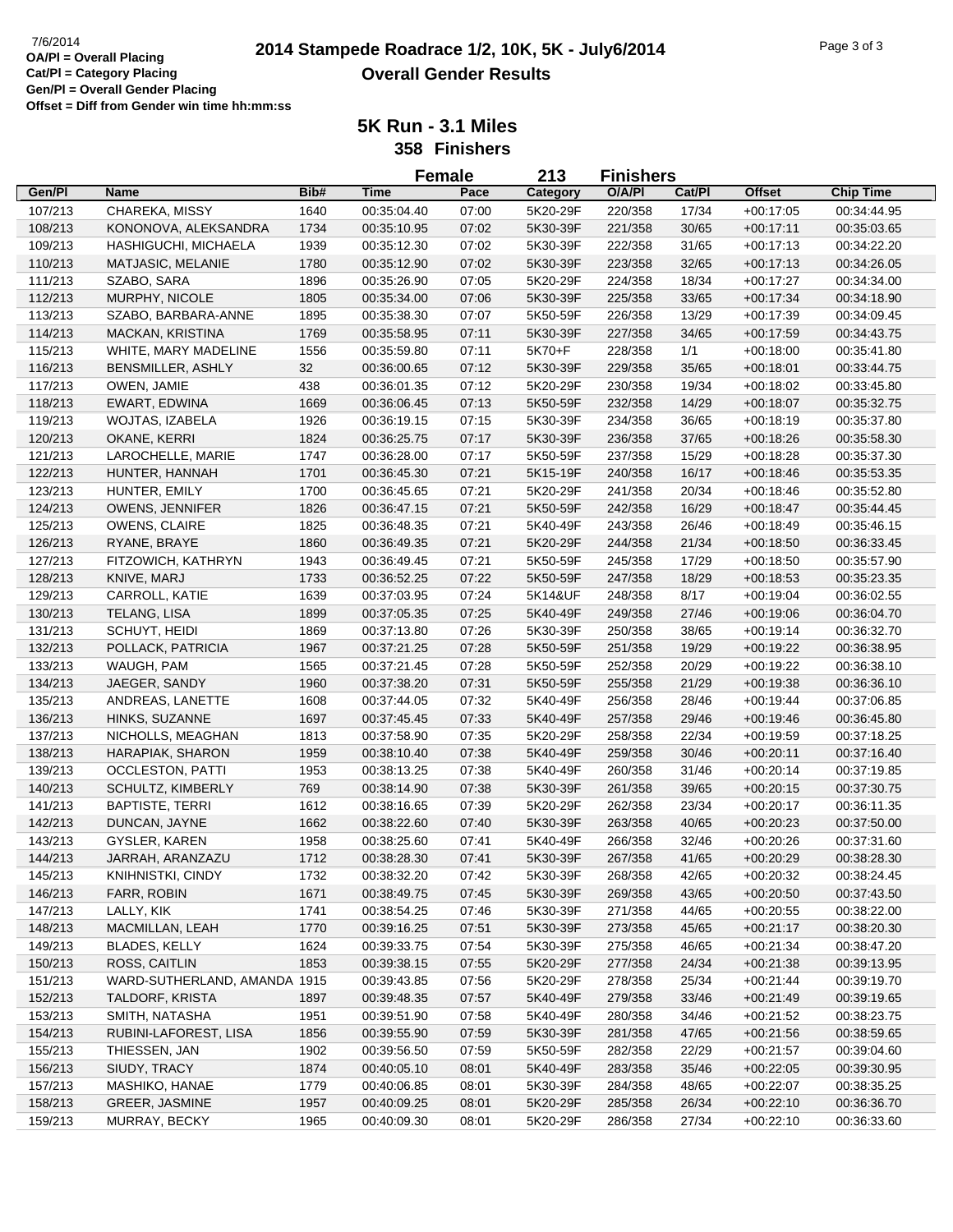# 2014 Stampede Roadrace 1/2, 10K, 5K - July6/2014

## Overall Gender Results

7/6/2014

**OA/Pl = Overall Placing**
**Cat/Pl = Category Placing**
**Gen/Pl = Overall Gender Placing**
**Offset = Diff from Gender win time hh:mm:ss**

### 5K Run - 3.1 Miles

### 358 Finishers

**Female 213 Finishers**

| Gen/Pl | Name | Bib# | Time | Pace | Category | O/A/Pl | Cat/Pl | Offset | Chip Time |
|---|---|---|---|---|---|---|---|---|---|
| 107/213 | CHAREKA, MISSY | 1640 | 00:35:04.40 | 07:00 | 5K20-29F | 220/358 | 17/34 | +00:17:05 | 00:34:44.95 |
| 108/213 | KONONOVA, ALEKSANDRA | 1734 | 00:35:10.95 | 07:02 | 5K30-39F | 221/358 | 30/65 | +00:17:11 | 00:35:03.65 |
| 109/213 | HASHIGUCHI, MICHAELA | 1939 | 00:35:12.30 | 07:02 | 5K30-39F | 222/358 | 31/65 | +00:17:13 | 00:34:22.20 |
| 110/213 | MATJASIC, MELANIE | 1780 | 00:35:12.90 | 07:02 | 5K30-39F | 223/358 | 32/65 | +00:17:13 | 00:34:26.05 |
| 111/213 | SZABO, SARA | 1896 | 00:35:26.90 | 07:05 | 5K20-29F | 224/358 | 18/34 | +00:17:27 | 00:34:34.00 |
| 112/213 | MURPHY, NICOLE | 1805 | 00:35:34.00 | 07:06 | 5K30-39F | 225/358 | 33/65 | +00:17:34 | 00:34:18.90 |
| 113/213 | SZABO, BARBARA-ANNE | 1895 | 00:35:38.30 | 07:07 | 5K50-59F | 226/358 | 13/29 | +00:17:39 | 00:34:09.45 |
| 114/213 | MACKAN, KRISTINA | 1769 | 00:35:58.95 | 07:11 | 5K30-39F | 227/358 | 34/65 | +00:17:59 | 00:34:43.75 |
| 115/213 | WHITE, MARY MADELINE | 1556 | 00:35:59.80 | 07:11 | 5K70+F | 228/358 | 1/1 | +00:18:00 | 00:35:41.80 |
| 116/213 | BENSMILLER, ASHLY | 32 | 00:36:00.65 | 07:12 | 5K30-39F | 229/358 | 35/65 | +00:18:01 | 00:33:44.75 |
| 117/213 | OWEN, JAMIE | 438 | 00:36:01.35 | 07:12 | 5K20-29F | 230/358 | 19/34 | +00:18:02 | 00:33:45.80 |
| 118/213 | EWART, EDWINA | 1669 | 00:36:06.45 | 07:13 | 5K50-59F | 232/358 | 14/29 | +00:18:07 | 00:35:32.75 |
| 119/213 | WOJTAS, IZABELA | 1926 | 00:36:19.15 | 07:15 | 5K30-39F | 234/358 | 36/65 | +00:18:19 | 00:35:37.80 |
| 120/213 | OKANE, KERRI | 1824 | 00:36:25.75 | 07:17 | 5K30-39F | 236/358 | 37/65 | +00:18:26 | 00:35:58.30 |
| 121/213 | LAROCHELLE, MARIE | 1747 | 00:36:28.00 | 07:17 | 5K50-59F | 237/358 | 15/29 | +00:18:28 | 00:35:37.30 |
| 122/213 | HUNTER, HANNAH | 1701 | 00:36:45.30 | 07:21 | 5K15-19F | 240/358 | 16/17 | +00:18:46 | 00:35:53.35 |
| 123/213 | HUNTER, EMILY | 1700 | 00:36:45.65 | 07:21 | 5K20-29F | 241/358 | 20/34 | +00:18:46 | 00:35:52.80 |
| 124/213 | OWENS, JENNIFER | 1826 | 00:36:47.15 | 07:21 | 5K50-59F | 242/358 | 16/29 | +00:18:47 | 00:35:44.45 |
| 125/213 | OWENS, CLAIRE | 1825 | 00:36:48.35 | 07:21 | 5K40-49F | 243/358 | 26/46 | +00:18:49 | 00:35:46.15 |
| 126/213 | RYANE, BRAYE | 1860 | 00:36:49.35 | 07:21 | 5K20-29F | 244/358 | 21/34 | +00:18:50 | 00:36:33.45 |
| 127/213 | FITZOWICH, KATHRYN | 1943 | 00:36:49.45 | 07:21 | 5K50-59F | 245/358 | 17/29 | +00:18:50 | 00:35:57.90 |
| 128/213 | KNIVE, MARJ | 1733 | 00:36:52.25 | 07:22 | 5K50-59F | 247/358 | 18/29 | +00:18:53 | 00:35:23.35 |
| 129/213 | CARROLL, KATIE | 1639 | 00:37:03.95 | 07:24 | 5K14&UF | 248/358 | 8/17 | +00:19:04 | 00:36:02.55 |
| 130/213 | TELANG, LISA | 1899 | 00:37:05.35 | 07:25 | 5K40-49F | 249/358 | 27/46 | +00:19:06 | 00:36:04.70 |
| 131/213 | SCHUYT, HEIDI | 1869 | 00:37:13.80 | 07:26 | 5K30-39F | 250/358 | 38/65 | +00:19:14 | 00:36:32.70 |
| 132/213 | POLLACK, PATRICIA | 1967 | 00:37:21.25 | 07:28 | 5K50-59F | 251/358 | 19/29 | +00:19:22 | 00:36:38.95 |
| 133/213 | WAUGH, PAM | 1565 | 00:37:21.45 | 07:28 | 5K50-59F | 252/358 | 20/29 | +00:19:22 | 00:36:38.10 |
| 134/213 | JAEGER, SANDY | 1960 | 00:37:38.20 | 07:31 | 5K50-59F | 255/358 | 21/29 | +00:19:38 | 00:36:36.10 |
| 135/213 | ANDREAS, LANETTE | 1608 | 00:37:44.05 | 07:32 | 5K40-49F | 256/358 | 28/46 | +00:19:44 | 00:37:06.85 |
| 136/213 | HINKS, SUZANNE | 1697 | 00:37:45.45 | 07:33 | 5K40-49F | 257/358 | 29/46 | +00:19:46 | 00:36:45.80 |
| 137/213 | NICHOLLS, MEAGHAN | 1813 | 00:37:58.90 | 07:35 | 5K20-29F | 258/358 | 22/34 | +00:19:59 | 00:37:18.25 |
| 138/213 | HARAPIAK, SHARON | 1959 | 00:38:10.40 | 07:38 | 5K40-49F | 259/358 | 30/46 | +00:20:11 | 00:37:16.40 |
| 139/213 | OCCLESTON, PATTI | 1953 | 00:38:13.25 | 07:38 | 5K40-49F | 260/358 | 31/46 | +00:20:14 | 00:37:19.85 |
| 140/213 | SCHULTZ, KIMBERLY | 769 | 00:38:14.90 | 07:38 | 5K30-39F | 261/358 | 39/65 | +00:20:15 | 00:37:30.75 |
| 141/213 | BAPTISTE, TERRI | 1612 | 00:38:16.65 | 07:39 | 5K20-29F | 262/358 | 23/34 | +00:20:17 | 00:36:11.35 |
| 142/213 | DUNCAN, JAYNE | 1662 | 00:38:22.60 | 07:40 | 5K30-39F | 263/358 | 40/65 | +00:20:23 | 00:37:50.00 |
| 143/213 | GYSLER, KAREN | 1958 | 00:38:25.60 | 07:41 | 5K40-49F | 266/358 | 32/46 | +00:20:26 | 00:37:31.60 |
| 144/213 | JARRAH, ARANZAZU | 1712 | 00:38:28.30 | 07:41 | 5K30-39F | 267/358 | 41/65 | +00:20:29 | 00:38:28.30 |
| 145/213 | KNIHNISTKI, CINDY | 1732 | 00:38:32.20 | 07:42 | 5K30-39F | 268/358 | 42/65 | +00:20:32 | 00:38:24.45 |
| 146/213 | FARR, ROBIN | 1671 | 00:38:49.75 | 07:45 | 5K30-39F | 269/358 | 43/65 | +00:20:50 | 00:37:43.50 |
| 147/213 | LALLY, KIK | 1741 | 00:38:54.25 | 07:46 | 5K30-39F | 271/358 | 44/65 | +00:20:55 | 00:38:22.00 |
| 148/213 | MACMILLAN, LEAH | 1770 | 00:39:16.25 | 07:51 | 5K30-39F | 273/358 | 45/65 | +00:21:17 | 00:38:20.30 |
| 149/213 | BLADES, KELLY | 1624 | 00:39:33.75 | 07:54 | 5K30-39F | 275/358 | 46/65 | +00:21:34 | 00:38:47.20 |
| 150/213 | ROSS, CAITLIN | 1853 | 00:39:38.15 | 07:55 | 5K20-29F | 277/358 | 24/34 | +00:21:38 | 00:39:13.95 |
| 151/213 | WARD-SUTHERLAND, AMANDA | 1915 | 00:39:43.85 | 07:56 | 5K20-29F | 278/358 | 25/34 | +00:21:44 | 00:39:19.70 |
| 152/213 | TALDORF, KRISTA | 1897 | 00:39:48.35 | 07:57 | 5K40-49F | 279/358 | 33/46 | +00:21:49 | 00:39:19.65 |
| 153/213 | SMITH, NATASHA | 1951 | 00:39:51.90 | 07:58 | 5K40-49F | 280/358 | 34/46 | +00:21:52 | 00:38:23.75 |
| 154/213 | RUBINI-LAFOREST, LISA | 1856 | 00:39:55.90 | 07:59 | 5K30-39F | 281/358 | 47/65 | +00:21:56 | 00:38:59.65 |
| 155/213 | THIESSEN, JAN | 1902 | 00:39:56.50 | 07:59 | 5K50-59F | 282/358 | 22/29 | +00:21:57 | 00:39:04.60 |
| 156/213 | SIUDY, TRACY | 1874 | 00:40:05.10 | 08:01 | 5K40-49F | 283/358 | 35/46 | +00:22:05 | 00:39:30.95 |
| 157/213 | MASHIKO, HANAE | 1779 | 00:40:06.85 | 08:01 | 5K30-39F | 284/358 | 48/65 | +00:22:07 | 00:38:35.25 |
| 158/213 | GREER, JASMINE | 1957 | 00:40:09.25 | 08:01 | 5K20-29F | 285/358 | 26/34 | +00:22:10 | 00:36:36.70 |
| 159/213 | MURRAY, BECKY | 1965 | 00:40:09.30 | 08:01 | 5K20-29F | 286/358 | 27/34 | +00:22:10 | 00:36:33.60 |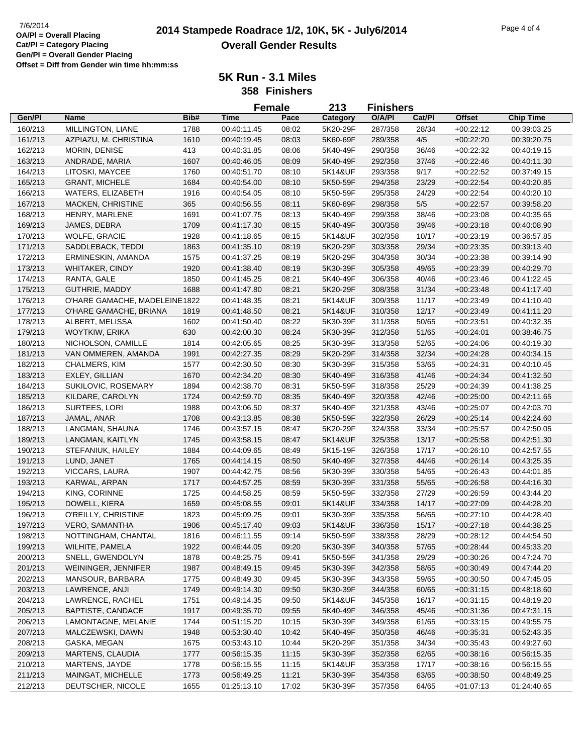7/6/2014

**OA/Pl = Overall Placing**
**Cat/Pl = Category Placing**
**Gen/Pl = Overall Gender Placing**
**Offset = Diff from Gender win time hh:mm:ss**

# 2014 Stampede Roadrace 1/2, 10K, 5K - July6/2014

## Overall Gender Results

### 5K Run - 3.1 Miles

**358 Finishers**

**Female 213 Finishers**

| Gen/Pl | Name | Bib# | Time | Pace | Category | O/A/Pl | Cat/Pl | Offset | Chip Time |
|---|---|---|---|---|---|---|---|---|---|
| 160/213 | MILLINGTON, LIANE | 1788 | 00:40:11.45 | 08:02 | 5K20-29F | 287/358 | 28/34 | +00:22:12 | 00:39:03.25 |
| 161/213 | AZPIAZU, M. CHRISTINA | 1610 | 00:40:19.45 | 08:03 | 5K60-69F | 289/358 | 4/5 | +00:22:20 | 00:39:20.75 |
| 162/213 | MORIN, DENISE | 413 | 00:40:31.85 | 08:06 | 5K40-49F | 290/358 | 36/46 | +00:22:32 | 00:40:19.15 |
| 163/213 | ANDRADE, MARIA | 1607 | 00:40:46.05 | 08:09 | 5K40-49F | 292/358 | 37/46 | +00:22:46 | 00:40:11.30 |
| 164/213 | LITOSKI, MAYCEE | 1760 | 00:40:51.70 | 08:10 | 5K14&UF | 293/358 | 9/17 | +00:22:52 | 00:37:49.15 |
| 165/213 | GRANT, MICHELE | 1684 | 00:40:54.00 | 08:10 | 5K50-59F | 294/358 | 23/29 | +00:22:54 | 00:40:20.85 |
| 166/213 | WATERS, ELIZABETH | 1916 | 00:40:54.05 | 08:10 | 5K50-59F | 295/358 | 24/29 | +00:22:54 | 00:40:20.10 |
| 167/213 | MACKEN, CHRISTINE | 365 | 00:40:56.55 | 08:11 | 5K60-69F | 298/358 | 5/5 | +00:22:57 | 00:39:58.20 |
| 168/213 | HENRY, MARLENE | 1691 | 00:41:07.75 | 08:13 | 5K40-49F | 299/358 | 38/46 | +00:23:08 | 00:40:35.65 |
| 169/213 | JAMES, DEBRA | 1709 | 00:41:17.30 | 08:15 | 5K40-49F | 300/358 | 39/46 | +00:23:18 | 00:40:08.90 |
| 170/213 | WOLFE, GRACIE | 1928 | 00:41:18.65 | 08:15 | 5K14&UF | 302/358 | 10/17 | +00:23:19 | 00:36:57.85 |
| 171/213 | SADDLEBACK, TEDDI | 1863 | 00:41:35.10 | 08:19 | 5K20-29F | 303/358 | 29/34 | +00:23:35 | 00:39:13.40 |
| 172/213 | ERMINESKIN, AMANDA | 1575 | 00:41:37.25 | 08:19 | 5K20-29F | 304/358 | 30/34 | +00:23:38 | 00:39:14.90 |
| 173/213 | WHITAKER, CINDY | 1920 | 00:41:38.40 | 08:19 | 5K30-39F | 305/358 | 49/65 | +00:23:39 | 00:40:29.70 |
| 174/213 | RANTA, GALE | 1850 | 00:41:45.25 | 08:21 | 5K40-49F | 306/358 | 40/46 | +00:23:46 | 00:41:22.45 |
| 175/213 | GUTHRIE, MADDY | 1688 | 00:41:47.80 | 08:21 | 5K20-29F | 308/358 | 31/34 | +00:23:48 | 00:41:17.40 |
| 176/213 | O'HARE GAMACHE, MADELEINE | 1822 | 00:41:48.35 | 08:21 | 5K14&UF | 309/358 | 11/17 | +00:23:49 | 00:41:10.40 |
| 177/213 | O'HARE GAMACHE, BRIANA | 1819 | 00:41:48.50 | 08:21 | 5K14&UF | 310/358 | 12/17 | +00:23:49 | 00:41:11.20 |
| 178/213 | ALBERT, MELISSA | 1602 | 00:41:50.40 | 08:22 | 5K30-39F | 311/358 | 50/65 | +00:23:51 | 00:40:32.35 |
| 179/213 | WOYTKIW, ERIKA | 630 | 00:42:00.30 | 08:24 | 5K30-39F | 312/358 | 51/65 | +00:24:01 | 00:38:46.75 |
| 180/213 | NICHOLSON, CAMILLE | 1814 | 00:42:05.65 | 08:25 | 5K30-39F | 313/358 | 52/65 | +00:24:06 | 00:40:19.30 |
| 181/213 | VAN OMMEREN, AMANDA | 1991 | 00:42:27.35 | 08:29 | 5K20-29F | 314/358 | 32/34 | +00:24:28 | 00:40:34.15 |
| 182/213 | CHALMERS, KIM | 1577 | 00:42:30.50 | 08:30 | 5K30-39F | 315/358 | 53/65 | +00:24:31 | 00:40:10.45 |
| 183/213 | EXLEY, GILLIAN | 1670 | 00:42:34.20 | 08:30 | 5K40-49F | 316/358 | 41/46 | +00:24:34 | 00:41:32.50 |
| 184/213 | SUKILOVIC, ROSEMARY | 1894 | 00:42:38.70 | 08:31 | 5K50-59F | 318/358 | 25/29 | +00:24:39 | 00:41:38.25 |
| 185/213 | KILDARE, CAROLYN | 1724 | 00:42:59.70 | 08:35 | 5K40-49F | 320/358 | 42/46 | +00:25:00 | 00:42:11.65 |
| 186/213 | SURTEES, LORI | 1988 | 00:43:06.50 | 08:37 | 5K40-49F | 321/358 | 43/46 | +00:25:07 | 00:42:03.70 |
| 187/213 | JAMAL, ANAR | 1708 | 00:43:13.85 | 08:38 | 5K50-59F | 322/358 | 26/29 | +00:25:14 | 00:42:24.60 |
| 188/213 | LANGMAN, SHAUNA | 1746 | 00:43:57.15 | 08:47 | 5K20-29F | 324/358 | 33/34 | +00:25:57 | 00:42:50.05 |
| 189/213 | LANGMAN, KAITLYN | 1745 | 00:43:58.15 | 08:47 | 5K14&UF | 325/358 | 13/17 | +00:25:58 | 00:42:51.30 |
| 190/213 | STEFANIUK, HAILEY | 1884 | 00:44:09.65 | 08:49 | 5K15-19F | 326/358 | 17/17 | +00:26:10 | 00:42:57.55 |
| 191/213 | LUND, JANET | 1765 | 00:44:14.15 | 08:50 | 5K40-49F | 327/358 | 44/46 | +00:26:14 | 00:43:25.35 |
| 192/213 | VICCARS, LAURA | 1907 | 00:44:42.75 | 08:56 | 5K30-39F | 330/358 | 54/65 | +00:26:43 | 00:44:01.85 |
| 193/213 | KARWAL, ARPAN | 1717 | 00:44:57.25 | 08:59 | 5K30-39F | 331/358 | 55/65 | +00:26:58 | 00:44:16.30 |
| 194/213 | KING, CORINNE | 1725 | 00:44:58.25 | 08:59 | 5K50-59F | 332/358 | 27/29 | +00:26:59 | 00:43:44.20 |
| 195/213 | DOWELL, KIERA | 1659 | 00:45:08.55 | 09:01 | 5K14&UF | 334/358 | 14/17 | +00:27:09 | 00:44:28.20 |
| 196/213 | O'REILLY, CHRISTINE | 1823 | 00:45:09.25 | 09:01 | 5K30-39F | 335/358 | 56/65 | +00:27:10 | 00:44:28.40 |
| 197/213 | VERO, SAMANTHA | 1906 | 00:45:17.40 | 09:03 | 5K14&UF | 336/358 | 15/17 | +00:27:18 | 00:44:38.25 |
| 198/213 | NOTTINGHAM, CHANTAL | 1816 | 00:46:11.55 | 09:14 | 5K50-59F | 338/358 | 28/29 | +00:28:12 | 00:44:54.50 |
| 199/213 | WILHITE, PAMELA | 1922 | 00:46:44.05 | 09:20 | 5K30-39F | 340/358 | 57/65 | +00:28:44 | 00:45:33.20 |
| 200/213 | SNELL, GWENDOLYN | 1878 | 00:48:25.75 | 09:41 | 5K50-59F | 341/358 | 29/29 | +00:30:26 | 00:47:24.70 |
| 201/213 | WEININGER, JENNIFER | 1987 | 00:48:49.15 | 09:45 | 5K30-39F | 342/358 | 58/65 | +00:30:49 | 00:47:44.20 |
| 202/213 | MANSOUR, BARBARA | 1775 | 00:48:49.30 | 09:45 | 5K30-39F | 343/358 | 59/65 | +00:30:50 | 00:47:45.05 |
| 203/213 | LAWRENCE, ANJI | 1749 | 00:49:14.30 | 09:50 | 5K30-39F | 344/358 | 60/65 | +00:31:15 | 00:48:18.60 |
| 204/213 | LAWRENCE, RACHEL | 1751 | 00:49:14.35 | 09:50 | 5K14&UF | 345/358 | 16/17 | +00:31:15 | 00:48:19.20 |
| 205/213 | BAPTISTE, CANDACE | 1917 | 00:49:35.70 | 09:55 | 5K40-49F | 346/358 | 45/46 | +00:31:36 | 00:47:31.15 |
| 206/213 | LAMONTAGNE, MELANIE | 1744 | 00:51:15.20 | 10:15 | 5K30-39F | 349/358 | 61/65 | +00:33:15 | 00:49:55.75 |
| 207/213 | MALCZEWSKI, DAWN | 1948 | 00:53:30.40 | 10:42 | 5K40-49F | 350/358 | 46/46 | +00:35:31 | 00:52:43.35 |
| 208/213 | GASKA, MEGAN | 1675 | 00:53:43.10 | 10:44 | 5K20-29F | 351/358 | 34/34 | +00:35:43 | 00:49:27.60 |
| 209/213 | MARTENS, CLAUDIA | 1777 | 00:56:15.35 | 11:15 | 5K30-39F | 352/358 | 62/65 | +00:38:16 | 00:56:15.35 |
| 210/213 | MARTENS, JAYDE | 1778 | 00:56:15.55 | 11:15 | 5K14&UF | 353/358 | 17/17 | +00:38:16 | 00:56:15.55 |
| 211/213 | MAINGAT, MICHELLE | 1773 | 00:56:49.25 | 11:21 | 5K30-39F | 354/358 | 63/65 | +00:38:50 | 00:48:49.25 |
| 212/213 | DEUTSCHER, NICOLE | 1655 | 01:25:13.10 | 17:02 | 5K30-39F | 357/358 | 64/65 | +01:07:13 | 01:24:40.65 |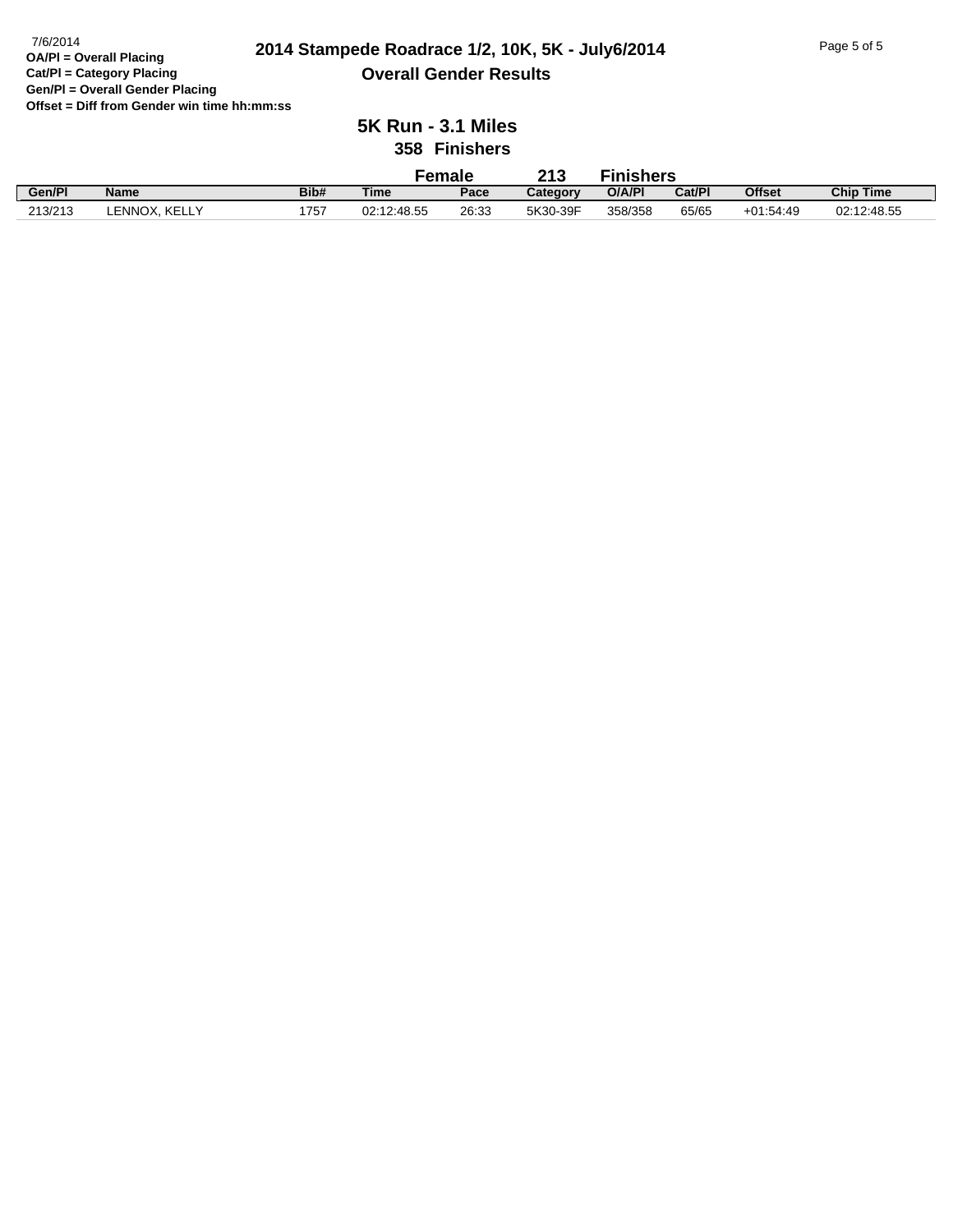7/6/2014

**OA/Pl = Overall Placing**
**Cat/Pl = Category Placing**
**Gen/Pl = Overall Gender Placing**
**Offset = Diff from Gender win time hh:mm:ss**

# 2014 Stampede Roadrace 1/2, 10K, 5K - July6/2014

## Overall Gender Results

### 5K Run - 3.1 Miles

**358 Finishers**

**Female 213 Finishers**

| Gen/Pl | Name | Bib# | Time | Pace | Category | O/A/Pl | Cat/Pl | Offset | Chip Time |
|---|---|---|---|---|---|---|---|---|---|
| 213/213 | LENNOX, KELLY | 1757 | 02:12:48.55 | 26:33 | 5K30-39F | 358/358 | 65/65 | +01:54:49 | 02:12:48.55 |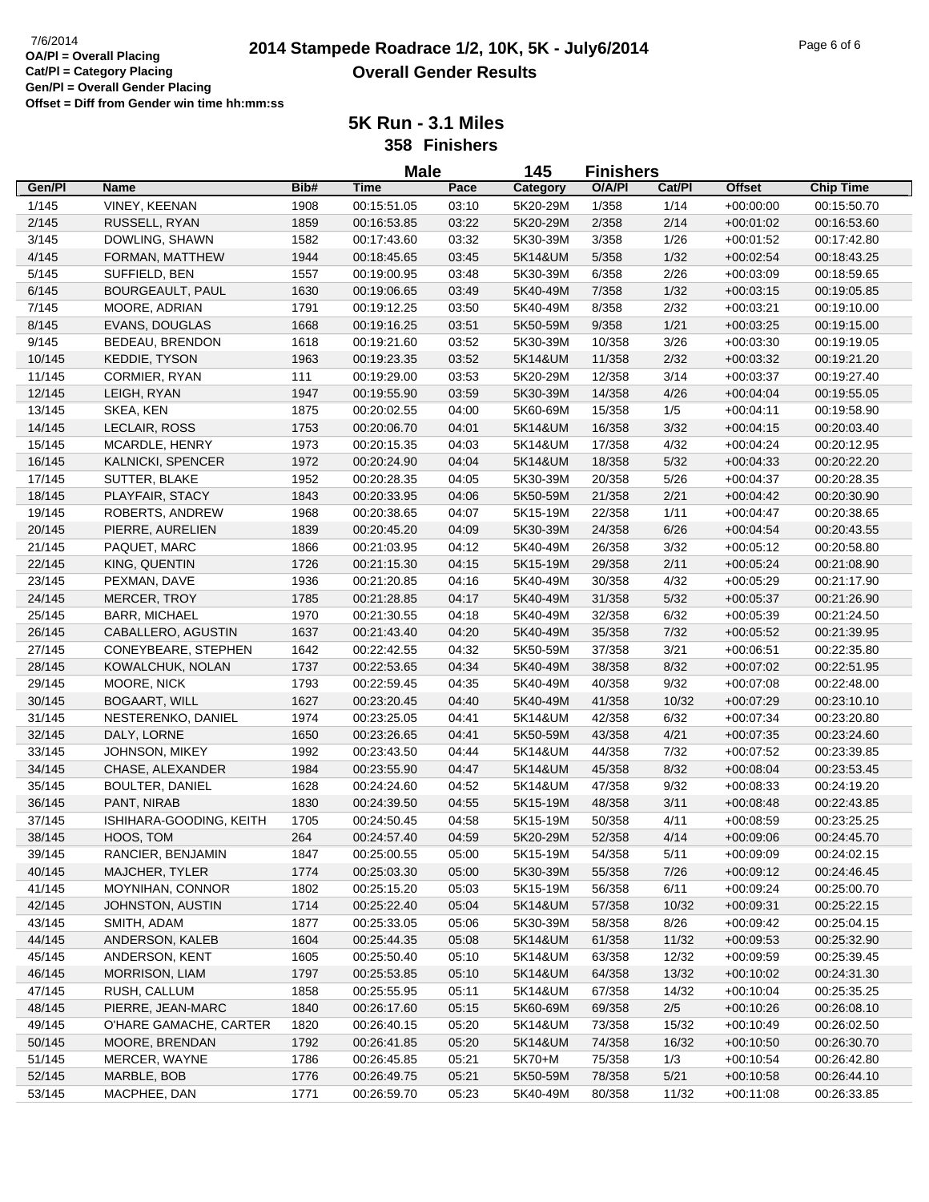7/6/2014

**OA/Pl = Overall Placing**
**Cat/Pl = Category Placing**
**Gen/Pl = Overall Gender Placing**
**Offset = Diff from Gender win time hh:mm:ss**

# 2014 Stampede Roadrace 1/2, 10K, 5K - July6/2014
## Overall Gender Results

### 5K Run - 3.1 Miles
### 358 Finishers

**Male 145 Finishers**

| Gen/Pl | Name | Bib# | Time | Pace | Category | O/A/Pl | Cat/Pl | Offset | Chip Time |
|---|---|---|---|---|---|---|---|---|---|
| 1/145 | VINEY, KEENAN | 1908 | 00:15:51.05 | 03:10 | 5K20-29M | 1/358 | 1/14 | +00:00:00 | 00:15:50.70 |
| 2/145 | RUSSELL, RYAN | 1859 | 00:16:53.85 | 03:22 | 5K20-29M | 2/358 | 2/14 | +00:01:02 | 00:16:53.60 |
| 3/145 | DOWLING, SHAWN | 1582 | 00:17:43.60 | 03:32 | 5K30-39M | 3/358 | 1/26 | +00:01:52 | 00:17:42.80 |
| 4/145 | FORMAN, MATTHEW | 1944 | 00:18:45.65 | 03:45 | 5K14&UM | 5/358 | 1/32 | +00:02:54 | 00:18:43.25 |
| 5/145 | SUFFIELD, BEN | 1557 | 00:19:00.95 | 03:48 | 5K30-39M | 6/358 | 2/26 | +00:03:09 | 00:18:59.65 |
| 6/145 | BOURGEAULT, PAUL | 1630 | 00:19:06.65 | 03:49 | 5K40-49M | 7/358 | 1/32 | +00:03:15 | 00:19:05.85 |
| 7/145 | MOORE, ADRIAN | 1791 | 00:19:12.25 | 03:50 | 5K40-49M | 8/358 | 2/32 | +00:03:21 | 00:19:10.00 |
| 8/145 | EVANS, DOUGLAS | 1668 | 00:19:16.25 | 03:51 | 5K50-59M | 9/358 | 1/21 | +00:03:25 | 00:19:15.00 |
| 9/145 | BEDEAU, BRENDON | 1618 | 00:19:21.60 | 03:52 | 5K30-39M | 10/358 | 3/26 | +00:03:30 | 00:19:19.05 |
| 10/145 | KEDDIE, TYSON | 1963 | 00:19:23.35 | 03:52 | 5K14&UM | 11/358 | 2/32 | +00:03:32 | 00:19:21.20 |
| 11/145 | CORMIER, RYAN | 111 | 00:19:29.00 | 03:53 | 5K20-29M | 12/358 | 3/14 | +00:03:37 | 00:19:27.40 |
| 12/145 | LEIGH, RYAN | 1947 | 00:19:55.90 | 03:59 | 5K30-39M | 14/358 | 4/26 | +00:04:04 | 00:19:55.05 |
| 13/145 | SKEA, KEN | 1875 | 00:20:02.55 | 04:00 | 5K60-69M | 15/358 | 1/5 | +00:04:11 | 00:19:58.90 |
| 14/145 | LECLAIR, ROSS | 1753 | 00:20:06.70 | 04:01 | 5K14&UM | 16/358 | 3/32 | +00:04:15 | 00:20:03.40 |
| 15/145 | MCARDLE, HENRY | 1973 | 00:20:15.35 | 04:03 | 5K14&UM | 17/358 | 4/32 | +00:04:24 | 00:20:12.95 |
| 16/145 | KALNICKI, SPENCER | 1972 | 00:20:24.90 | 04:04 | 5K14&UM | 18/358 | 5/32 | +00:04:33 | 00:20:22.20 |
| 17/145 | SUTTER, BLAKE | 1952 | 00:20:28.35 | 04:05 | 5K30-39M | 20/358 | 5/26 | +00:04:37 | 00:20:28.35 |
| 18/145 | PLAYFAIR, STACY | 1843 | 00:20:33.95 | 04:06 | 5K50-59M | 21/358 | 2/21 | +00:04:42 | 00:20:30.90 |
| 19/145 | ROBERTS, ANDREW | 1968 | 00:20:38.65 | 04:07 | 5K15-19M | 22/358 | 1/11 | +00:04:47 | 00:20:38.65 |
| 20/145 | PIERRE, AURELIEN | 1839 | 00:20:45.20 | 04:09 | 5K30-39M | 24/358 | 6/26 | +00:04:54 | 00:20:43.55 |
| 21/145 | PAQUET, MARC | 1866 | 00:21:03.95 | 04:12 | 5K40-49M | 26/358 | 3/32 | +00:05:12 | 00:20:58.80 |
| 22/145 | KING, QUENTIN | 1726 | 00:21:15.30 | 04:15 | 5K15-19M | 29/358 | 2/11 | +00:05:24 | 00:21:08.90 |
| 23/145 | PEXMAN, DAVE | 1936 | 00:21:20.85 | 04:16 | 5K40-49M | 30/358 | 4/32 | +00:05:29 | 00:21:17.90 |
| 24/145 | MERCER, TROY | 1785 | 00:21:28.85 | 04:17 | 5K40-49M | 31/358 | 5/32 | +00:05:37 | 00:21:26.90 |
| 25/145 | BARR, MICHAEL | 1970 | 00:21:30.55 | 04:18 | 5K40-49M | 32/358 | 6/32 | +00:05:39 | 00:21:24.50 |
| 26/145 | CABALLERO, AGUSTIN | 1637 | 00:21:43.40 | 04:20 | 5K40-49M | 35/358 | 7/32 | +00:05:52 | 00:21:39.95 |
| 27/145 | CONEYBEARE, STEPHEN | 1642 | 00:22:42.55 | 04:32 | 5K50-59M | 37/358 | 3/21 | +00:06:51 | 00:22:35.80 |
| 28/145 | KOWALCHUK, NOLAN | 1737 | 00:22:53.65 | 04:34 | 5K40-49M | 38/358 | 8/32 | +00:07:02 | 00:22:51.95 |
| 29/145 | MOORE, NICK | 1793 | 00:22:59.45 | 04:35 | 5K40-49M | 40/358 | 9/32 | +00:07:08 | 00:22:48.00 |
| 30/145 | BOGAART, WILL | 1627 | 00:23:20.45 | 04:40 | 5K40-49M | 41/358 | 10/32 | +00:07:29 | 00:23:10.10 |
| 31/145 | NESTERENKO, DANIEL | 1974 | 00:23:25.05 | 04:41 | 5K14&UM | 42/358 | 6/32 | +00:07:34 | 00:23:20.80 |
| 32/145 | DALY, LORNE | 1650 | 00:23:26.65 | 04:41 | 5K50-59M | 43/358 | 4/21 | +00:07:35 | 00:23:24.60 |
| 33/145 | JOHNSON, MIKEY | 1992 | 00:23:43.50 | 04:44 | 5K14&UM | 44/358 | 7/32 | +00:07:52 | 00:23:39.85 |
| 34/145 | CHASE, ALEXANDER | 1984 | 00:23:55.90 | 04:47 | 5K14&UM | 45/358 | 8/32 | +00:08:04 | 00:23:53.45 |
| 35/145 | BOULTER, DANIEL | 1628 | 00:24:24.60 | 04:52 | 5K14&UM | 47/358 | 9/32 | +00:08:33 | 00:24:19.20 |
| 36/145 | PANT, NIRAB | 1830 | 00:24:39.50 | 04:55 | 5K15-19M | 48/358 | 3/11 | +00:08:48 | 00:22:43.85 |
| 37/145 | ISHIHARA-GOODING, KEITH | 1705 | 00:24:50.45 | 04:58 | 5K15-19M | 50/358 | 4/11 | +00:08:59 | 00:23:25.25 |
| 38/145 | HOOS, TOM | 264 | 00:24:57.40 | 04:59 | 5K20-29M | 52/358 | 4/14 | +00:09:06 | 00:24:45.70 |
| 39/145 | RANCIER, BENJAMIN | 1847 | 00:25:00.55 | 05:00 | 5K15-19M | 54/358 | 5/11 | +00:09:09 | 00:24:02.15 |
| 40/145 | MAJCHER, TYLER | 1774 | 00:25:03.30 | 05:00 | 5K30-39M | 55/358 | 7/26 | +00:09:12 | 00:24:46.45 |
| 41/145 | MOYNIHAN, CONNOR | 1802 | 00:25:15.20 | 05:03 | 5K15-19M | 56/358 | 6/11 | +00:09:24 | 00:25:00.70 |
| 42/145 | JOHNSTON, AUSTIN | 1714 | 00:25:22.40 | 05:04 | 5K14&UM | 57/358 | 10/32 | +00:09:31 | 00:25:22.15 |
| 43/145 | SMITH, ADAM | 1877 | 00:25:33.05 | 05:06 | 5K30-39M | 58/358 | 8/26 | +00:09:42 | 00:25:04.15 |
| 44/145 | ANDERSON, KALEB | 1604 | 00:25:44.35 | 05:08 | 5K14&UM | 61/358 | 11/32 | +00:09:53 | 00:25:32.90 |
| 45/145 | ANDERSON, KENT | 1605 | 00:25:50.40 | 05:10 | 5K14&UM | 63/358 | 12/32 | +00:09:59 | 00:25:39.45 |
| 46/145 | MORRISON, LIAM | 1797 | 00:25:53.85 | 05:10 | 5K14&UM | 64/358 | 13/32 | +00:10:02 | 00:24:31.30 |
| 47/145 | RUSH, CALLUM | 1858 | 00:25:55.95 | 05:11 | 5K14&UM | 67/358 | 14/32 | +00:10:04 | 00:25:35.25 |
| 48/145 | PIERRE, JEAN-MARC | 1840 | 00:26:17.60 | 05:15 | 5K60-69M | 69/358 | 2/5 | +00:10:26 | 00:26:08.10 |
| 49/145 | O'HARE GAMACHE, CARTER | 1820 | 00:26:40.15 | 05:20 | 5K14&UM | 73/358 | 15/32 | +00:10:49 | 00:26:02.50 |
| 50/145 | MOORE, BRENDAN | 1792 | 00:26:41.85 | 05:20 | 5K14&UM | 74/358 | 16/32 | +00:10:50 | 00:26:30.70 |
| 51/145 | MERCER, WAYNE | 1786 | 00:26:45.85 | 05:21 | 5K70+M | 75/358 | 1/3 | +00:10:54 | 00:26:42.80 |
| 52/145 | MARBLE, BOB | 1776 | 00:26:49.75 | 05:21 | 5K50-59M | 78/358 | 5/21 | +00:10:58 | 00:26:44.10 |
| 53/145 | MACPHEE, DAN | 1771 | 00:26:59.70 | 05:23 | 5K40-49M | 80/358 | 11/32 | +00:11:08 | 00:26:33.85 |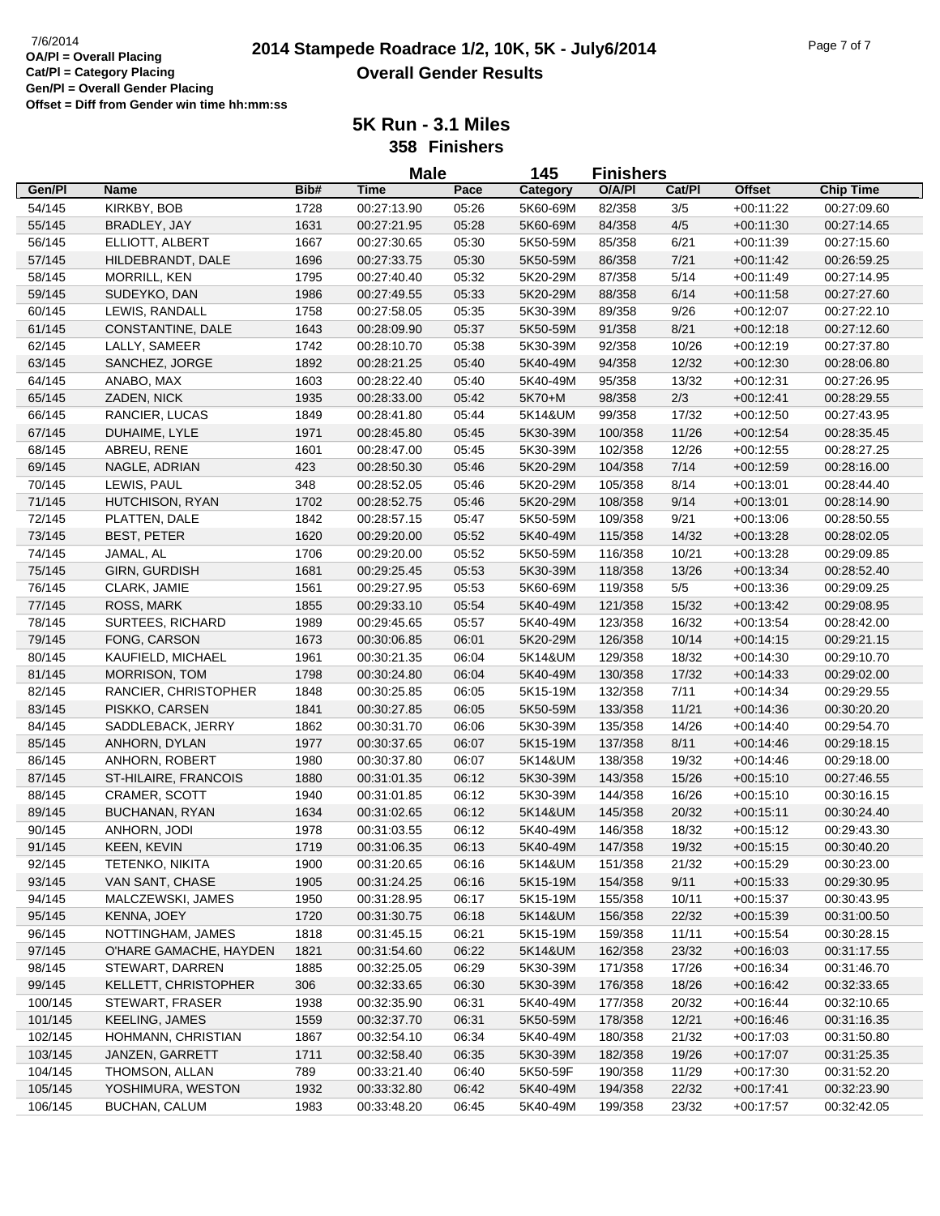OA/Pl = Overall Placing
Cat/Pl = Category Placing
Gen/Pl = Overall Gender Placing
Offset = Diff from Gender win time hh:mm:ss

# 2014 Stampede Roadrace 1/2, 10K, 5K - July6/2014
## Overall Gender Results

### 5K Run - 3.1 Miles
### 358 Finishers

**Male 145 Finishers**

| Gen/Pl | Name | Bib# | Time | Pace | Category | O/A/Pl | Cat/Pl | Offset | Chip Time |
|---|---|---|---|---|---|---|---|---|---|
| 54/145 | KIRKBY, BOB | 1728 | 00:27:13.90 | 05:26 | 5K60-69M | 82/358 | 3/5 | +00:11:22 | 00:27:09.60 |
| 55/145 | BRADLEY, JAY | 1631 | 00:27:21.95 | 05:28 | 5K60-69M | 84/358 | 4/5 | +00:11:30 | 00:27:14.65 |
| 56/145 | ELLIOTT, ALBERT | 1667 | 00:27:30.65 | 05:30 | 5K50-59M | 85/358 | 6/21 | +00:11:39 | 00:27:15.60 |
| 57/145 | HILDEBRANDT, DALE | 1696 | 00:27:33.75 | 05:30 | 5K50-59M | 86/358 | 7/21 | +00:11:42 | 00:26:59.25 |
| 58/145 | MORRILL, KEN | 1795 | 00:27:40.40 | 05:32 | 5K20-29M | 87/358 | 5/14 | +00:11:49 | 00:27:14.95 |
| 59/145 | SUDEYKO, DAN | 1986 | 00:27:49.55 | 05:33 | 5K20-29M | 88/358 | 6/14 | +00:11:58 | 00:27:27.60 |
| 60/145 | LEWIS, RANDALL | 1758 | 00:27:58.05 | 05:35 | 5K30-39M | 89/358 | 9/26 | +00:12:07 | 00:27:22.10 |
| 61/145 | CONSTANTINE, DALE | 1643 | 00:28:09.90 | 05:37 | 5K50-59M | 91/358 | 8/21 | +00:12:18 | 00:27:12.60 |
| 62/145 | LALLY, SAMEER | 1742 | 00:28:10.70 | 05:38 | 5K30-39M | 92/358 | 10/26 | +00:12:19 | 00:27:37.80 |
| 63/145 | SANCHEZ, JORGE | 1892 | 00:28:21.25 | 05:40 | 5K40-49M | 94/358 | 12/32 | +00:12:30 | 00:28:06.80 |
| 64/145 | ANABO, MAX | 1603 | 00:28:22.40 | 05:40 | 5K40-49M | 95/358 | 13/32 | +00:12:31 | 00:27:26.95 |
| 65/145 | ZADEN, NICK | 1935 | 00:28:33.00 | 05:42 | 5K70+M | 98/358 | 2/3 | +00:12:41 | 00:28:29.55 |
| 66/145 | RANCIER, LUCAS | 1849 | 00:28:41.80 | 05:44 | 5K14&UM | 99/358 | 17/32 | +00:12:50 | 00:27:43.95 |
| 67/145 | DUHAIME, LYLE | 1971 | 00:28:45.80 | 05:45 | 5K30-39M | 100/358 | 11/26 | +00:12:54 | 00:28:35.45 |
| 68/145 | ABREU, RENE | 1601 | 00:28:47.00 | 05:45 | 5K30-39M | 102/358 | 12/26 | +00:12:55 | 00:28:27.25 |
| 69/145 | NAGLE, ADRIAN | 423 | 00:28:50.30 | 05:46 | 5K20-29M | 104/358 | 7/14 | +00:12:59 | 00:28:16.00 |
| 70/145 | LEWIS, PAUL | 348 | 00:28:52.05 | 05:46 | 5K20-29M | 105/358 | 8/14 | +00:13:01 | 00:28:44.40 |
| 71/145 | HUTCHISON, RYAN | 1702 | 00:28:52.75 | 05:46 | 5K20-29M | 108/358 | 9/14 | +00:13:01 | 00:28:14.90 |
| 72/145 | PLATTEN, DALE | 1842 | 00:28:57.15 | 05:47 | 5K50-59M | 109/358 | 9/21 | +00:13:06 | 00:28:50.55 |
| 73/145 | BEST, PETER | 1620 | 00:29:20.00 | 05:52 | 5K40-49M | 115/358 | 14/32 | +00:13:28 | 00:28:02.05 |
| 74/145 | JAMAL, AL | 1706 | 00:29:20.00 | 05:52 | 5K50-59M | 116/358 | 10/21 | +00:13:28 | 00:29:09.85 |
| 75/145 | GIRN, GURDISH | 1681 | 00:29:25.45 | 05:53 | 5K30-39M | 118/358 | 13/26 | +00:13:34 | 00:28:52.40 |
| 76/145 | CLARK, JAMIE | 1561 | 00:29:27.95 | 05:53 | 5K60-69M | 119/358 | 5/5 | +00:13:36 | 00:29:09.25 |
| 77/145 | ROSS, MARK | 1855 | 00:29:33.10 | 05:54 | 5K40-49M | 121/358 | 15/32 | +00:13:42 | 00:29:08.95 |
| 78/145 | SURTEES, RICHARD | 1989 | 00:29:45.65 | 05:57 | 5K40-49M | 123/358 | 16/32 | +00:13:54 | 00:28:42.00 |
| 79/145 | FONG, CARSON | 1673 | 00:30:06.85 | 06:01 | 5K20-29M | 126/358 | 10/14 | +00:14:15 | 00:29:21.15 |
| 80/145 | KAUFIELD, MICHAEL | 1961 | 00:30:21.35 | 06:04 | 5K14&UM | 129/358 | 18/32 | +00:14:30 | 00:29:10.70 |
| 81/145 | MORRISON, TOM | 1798 | 00:30:24.80 | 06:04 | 5K40-49M | 130/358 | 17/32 | +00:14:33 | 00:29:02.00 |
| 82/145 | RANCIER, CHRISTOPHER | 1848 | 00:30:25.85 | 06:05 | 5K15-19M | 132/358 | 7/11 | +00:14:34 | 00:29:29.55 |
| 83/145 | PISKKO, CARSEN | 1841 | 00:30:27.85 | 06:05 | 5K50-59M | 133/358 | 11/21 | +00:14:36 | 00:30:20.20 |
| 84/145 | SADDLEBACK, JERRY | 1862 | 00:30:31.70 | 06:06 | 5K30-39M | 135/358 | 14/26 | +00:14:40 | 00:29:54.70 |
| 85/145 | ANHORN, DYLAN | 1977 | 00:30:37.65 | 06:07 | 5K15-19M | 137/358 | 8/11 | +00:14:46 | 00:29:18.15 |
| 86/145 | ANHORN, ROBERT | 1980 | 00:30:37.80 | 06:07 | 5K14&UM | 138/358 | 19/32 | +00:14:46 | 00:29:18.00 |
| 87/145 | ST-HILAIRE, FRANCOIS | 1880 | 00:31:01.35 | 06:12 | 5K30-39M | 143/358 | 15/26 | +00:15:10 | 00:27:46.55 |
| 88/145 | CRAMER, SCOTT | 1940 | 00:31:01.85 | 06:12 | 5K30-39M | 144/358 | 16/26 | +00:15:10 | 00:30:16.15 |
| 89/145 | BUCHANAN, RYAN | 1634 | 00:31:02.65 | 06:12 | 5K14&UM | 145/358 | 20/32 | +00:15:11 | 00:30:24.40 |
| 90/145 | ANHORN, JODI | 1978 | 00:31:03.55 | 06:12 | 5K40-49M | 146/358 | 18/32 | +00:15:12 | 00:29:43.30 |
| 91/145 | KEEN, KEVIN | 1719 | 00:31:06.35 | 06:13 | 5K40-49M | 147/358 | 19/32 | +00:15:15 | 00:30:40.20 |
| 92/145 | TETENKO, NIKITA | 1900 | 00:31:20.65 | 06:16 | 5K14&UM | 151/358 | 21/32 | +00:15:29 | 00:30:23.00 |
| 93/145 | VAN SANT, CHASE | 1905 | 00:31:24.25 | 06:16 | 5K15-19M | 154/358 | 9/11 | +00:15:33 | 00:29:30.95 |
| 94/145 | MALCZEWSKI, JAMES | 1950 | 00:31:28.95 | 06:17 | 5K15-19M | 155/358 | 10/11 | +00:15:37 | 00:30:43.95 |
| 95/145 | KENNA, JOEY | 1720 | 00:31:30.75 | 06:18 | 5K14&UM | 156/358 | 22/32 | +00:15:39 | 00:31:00.50 |
| 96/145 | NOTTINGHAM, JAMES | 1818 | 00:31:45.15 | 06:21 | 5K15-19M | 159/358 | 11/11 | +00:15:54 | 00:30:28.15 |
| 97/145 | O'HARE GAMACHE, HAYDEN | 1821 | 00:31:54.60 | 06:22 | 5K14&UM | 162/358 | 23/32 | +00:16:03 | 00:31:17.55 |
| 98/145 | STEWART, DARREN | 1885 | 00:32:25.05 | 06:29 | 5K30-39M | 171/358 | 17/26 | +00:16:34 | 00:31:46.70 |
| 99/145 | KELLETT, CHRISTOPHER | 306 | 00:32:33.65 | 06:30 | 5K30-39M | 176/358 | 18/26 | +00:16:42 | 00:32:33.65 |
| 100/145 | STEWART, FRASER | 1938 | 00:32:35.90 | 06:31 | 5K40-49M | 177/358 | 20/32 | +00:16:44 | 00:32:10.65 |
| 101/145 | KEELING, JAMES | 1559 | 00:32:37.70 | 06:31 | 5K50-59M | 178/358 | 12/21 | +00:16:46 | 00:31:16.35 |
| 102/145 | HOHMANN, CHRISTIAN | 1867 | 00:32:54.10 | 06:34 | 5K40-49M | 180/358 | 21/32 | +00:17:03 | 00:31:50.80 |
| 103/145 | JANZEN, GARRETT | 1711 | 00:32:58.40 | 06:35 | 5K30-39M | 182/358 | 19/26 | +00:17:07 | 00:31:25.35 |
| 104/145 | THOMSON, ALLAN | 789 | 00:33:21.40 | 06:40 | 5K50-59F | 190/358 | 11/29 | +00:17:30 | 00:31:52.20 |
| 105/145 | YOSHIMURA, WESTON | 1932 | 00:33:32.80 | 06:42 | 5K40-49M | 194/358 | 22/32 | +00:17:41 | 00:32:23.90 |
| 106/145 | BUCHAN, CALUM | 1983 | 00:33:48.20 | 06:45 | 5K40-49M | 199/358 | 23/32 | +00:17:57 | 00:32:42.05 |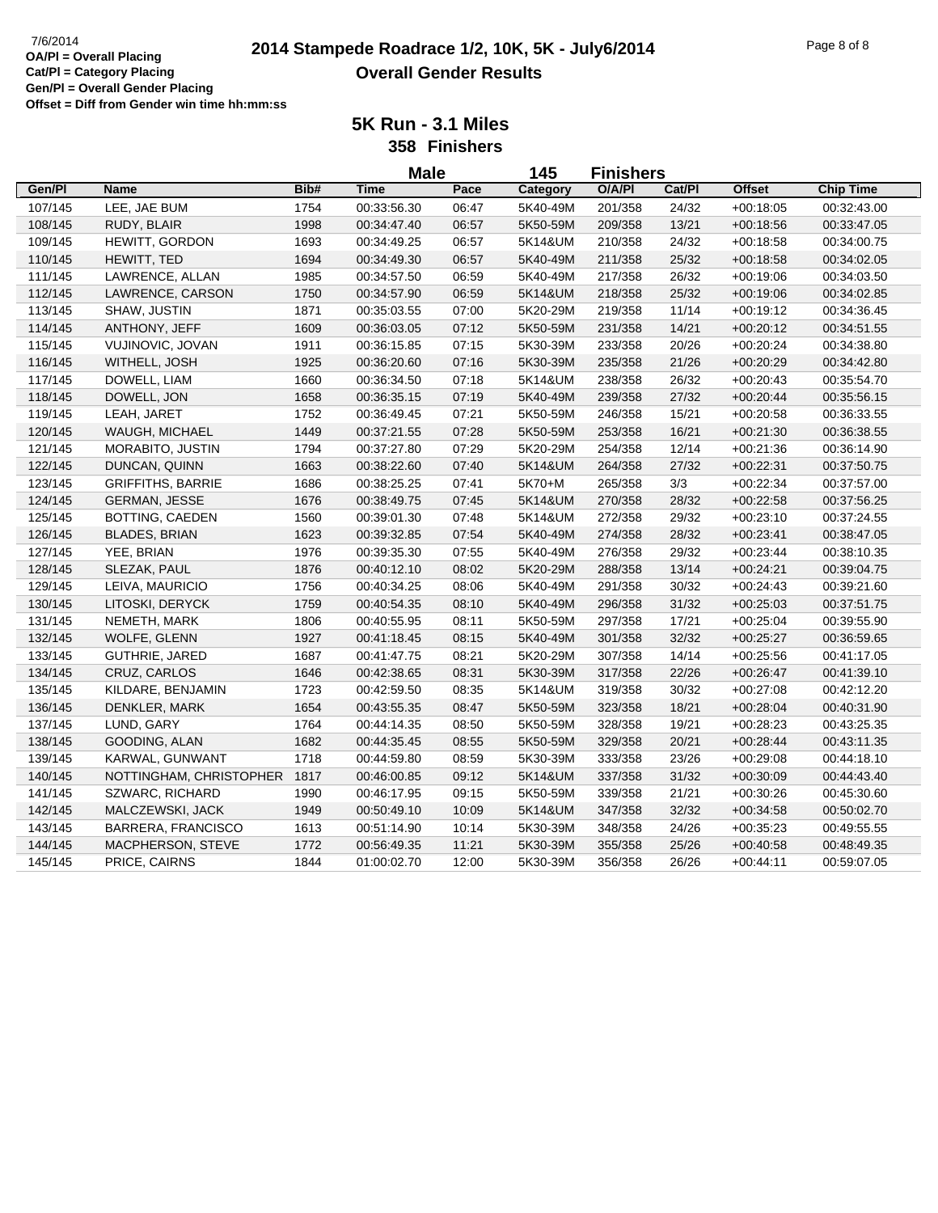7/6/2014

**OA/Pl = Overall Placing**
**Cat/Pl = Category Placing**
**Gen/Pl = Overall Gender Placing**
**Offset = Diff from Gender win time hh:mm:ss**

# 2014 Stampede Roadrace 1/2, 10K, 5K - July6/2014

## Overall Gender Results

### 5K Run - 3.1 Miles

**358 Finishers**

**Male 145 Finishers**

| Gen/Pl | Name | Bib# | Time | Pace | Category | O/A/Pl | Cat/Pl | Offset | Chip Time |
|---|---|---|---|---|---|---|---|---|---|
| 107/145 | LEE, JAE BUM | 1754 | 00:33:56.30 | 06:47 | 5K40-49M | 201/358 | 24/32 | +00:18:05 | 00:32:43.00 |
| 108/145 | RUDY, BLAIR | 1998 | 00:34:47.40 | 06:57 | 5K50-59M | 209/358 | 13/21 | +00:18:56 | 00:33:47.05 |
| 109/145 | HEWITT, GORDON | 1693 | 00:34:49.25 | 06:57 | 5K14&UM | 210/358 | 24/32 | +00:18:58 | 00:34:00.75 |
| 110/145 | HEWITT, TED | 1694 | 00:34:49.30 | 06:57 | 5K40-49M | 211/358 | 25/32 | +00:18:58 | 00:34:02.05 |
| 111/145 | LAWRENCE, ALLAN | 1985 | 00:34:57.50 | 06:59 | 5K40-49M | 217/358 | 26/32 | +00:19:06 | 00:34:03.50 |
| 112/145 | LAWRENCE, CARSON | 1750 | 00:34:57.90 | 06:59 | 5K14&UM | 218/358 | 25/32 | +00:19:06 | 00:34:02.85 |
| 113/145 | SHAW, JUSTIN | 1871 | 00:35:03.55 | 07:00 | 5K20-29M | 219/358 | 11/14 | +00:19:12 | 00:34:36.45 |
| 114/145 | ANTHONY, JEFF | 1609 | 00:36:03.05 | 07:12 | 5K50-59M | 231/358 | 14/21 | +00:20:12 | 00:34:51.55 |
| 115/145 | VUJINOVIC, JOVAN | 1911 | 00:36:15.85 | 07:15 | 5K30-39M | 233/358 | 20/26 | +00:20:24 | 00:34:38.80 |
| 116/145 | WITHELL, JOSH | 1925 | 00:36:20.60 | 07:16 | 5K30-39M | 235/358 | 21/26 | +00:20:29 | 00:34:42.80 |
| 117/145 | DOWELL, LIAM | 1660 | 00:36:34.50 | 07:18 | 5K14&UM | 238/358 | 26/32 | +00:20:43 | 00:35:54.70 |
| 118/145 | DOWELL, JON | 1658 | 00:36:35.15 | 07:19 | 5K40-49M | 239/358 | 27/32 | +00:20:44 | 00:35:56.15 |
| 119/145 | LEAH, JARET | 1752 | 00:36:49.45 | 07:21 | 5K50-59M | 246/358 | 15/21 | +00:20:58 | 00:36:33.55 |
| 120/145 | WAUGH, MICHAEL | 1449 | 00:37:21.55 | 07:28 | 5K50-59M | 253/358 | 16/21 | +00:21:30 | 00:36:38.55 |
| 121/145 | MORABITO, JUSTIN | 1794 | 00:37:27.80 | 07:29 | 5K20-29M | 254/358 | 12/14 | +00:21:36 | 00:36:14.90 |
| 122/145 | DUNCAN, QUINN | 1663 | 00:38:22.60 | 07:40 | 5K14&UM | 264/358 | 27/32 | +00:22:31 | 00:37:50.75 |
| 123/145 | GRIFFITHS, BARRIE | 1686 | 00:38:25.25 | 07:41 | 5K70+M | 265/358 | 3/3 | +00:22:34 | 00:37:57.00 |
| 124/145 | GERMAN, JESSE | 1676 | 00:38:49.75 | 07:45 | 5K14&UM | 270/358 | 28/32 | +00:22:58 | 00:37:56.25 |
| 125/145 | BOTTING, CAEDEN | 1560 | 00:39:01.30 | 07:48 | 5K14&UM | 272/358 | 29/32 | +00:23:10 | 00:37:24.55 |
| 126/145 | BLADES, BRIAN | 1623 | 00:39:32.85 | 07:54 | 5K40-49M | 274/358 | 28/32 | +00:23:41 | 00:38:47.05 |
| 127/145 | YEE, BRIAN | 1976 | 00:39:35.30 | 07:55 | 5K40-49M | 276/358 | 29/32 | +00:23:44 | 00:38:10.35 |
| 128/145 | SLEZAK, PAUL | 1876 | 00:40:12.10 | 08:02 | 5K20-29M | 288/358 | 13/14 | +00:24:21 | 00:39:04.75 |
| 129/145 | LEIVA, MAURICIO | 1756 | 00:40:34.25 | 08:06 | 5K40-49M | 291/358 | 30/32 | +00:24:43 | 00:39:21.60 |
| 130/145 | LITOSKI, DERYCK | 1759 | 00:40:54.35 | 08:10 | 5K40-49M | 296/358 | 31/32 | +00:25:03 | 00:37:51.75 |
| 131/145 | NEMETH, MARK | 1806 | 00:40:55.95 | 08:11 | 5K50-59M | 297/358 | 17/21 | +00:25:04 | 00:39:55.90 |
| 132/145 | WOLFE, GLENN | 1927 | 00:41:18.45 | 08:15 | 5K40-49M | 301/358 | 32/32 | +00:25:27 | 00:36:59.65 |
| 133/145 | GUTHRIE, JARED | 1687 | 00:41:47.75 | 08:21 | 5K20-29M | 307/358 | 14/14 | +00:25:56 | 00:41:17.05 |
| 134/145 | CRUZ, CARLOS | 1646 | 00:42:38.65 | 08:31 | 5K30-39M | 317/358 | 22/26 | +00:26:47 | 00:41:39.10 |
| 135/145 | KILDARE, BENJAMIN | 1723 | 00:42:59.50 | 08:35 | 5K14&UM | 319/358 | 30/32 | +00:27:08 | 00:42:12.20 |
| 136/145 | DENKLER, MARK | 1654 | 00:43:55.35 | 08:47 | 5K50-59M | 323/358 | 18/21 | +00:28:04 | 00:40:31.90 |
| 137/145 | LUND, GARY | 1764 | 00:44:14.35 | 08:50 | 5K50-59M | 328/358 | 19/21 | +00:28:23 | 00:43:25.35 |
| 138/145 | GOODING, ALAN | 1682 | 00:44:35.45 | 08:55 | 5K50-59M | 329/358 | 20/21 | +00:28:44 | 00:43:11.35 |
| 139/145 | KARWAL, GUNWANT | 1718 | 00:44:59.80 | 08:59 | 5K30-39M | 333/358 | 23/26 | +00:29:08 | 00:44:18.10 |
| 140/145 | NOTTINGHAM, CHRISTOPHER | 1817 | 00:46:00.85 | 09:12 | 5K14&UM | 337/358 | 31/32 | +00:30:09 | 00:44:43.40 |
| 141/145 | SZWARC, RICHARD | 1990 | 00:46:17.95 | 09:15 | 5K50-59M | 339/358 | 21/21 | +00:30:26 | 00:45:30.60 |
| 142/145 | MALCZEWSKI, JACK | 1949 | 00:50:49.10 | 10:09 | 5K14&UM | 347/358 | 32/32 | +00:34:58 | 00:50:02.70 |
| 143/145 | BARRERA, FRANCISCO | 1613 | 00:51:14.90 | 10:14 | 5K30-39M | 348/358 | 24/26 | +00:35:23 | 00:49:55.55 |
| 144/145 | MACPHERSON, STEVE | 1772 | 00:56:49.35 | 11:21 | 5K30-39M | 355/358 | 25/26 | +00:40:58 | 00:48:49.35 |
| 145/145 | PRICE, CAIRNS | 1844 | 01:00:02.70 | 12:00 | 5K30-39M | 356/358 | 26/26 | +00:44:11 | 00:59:07.05 |